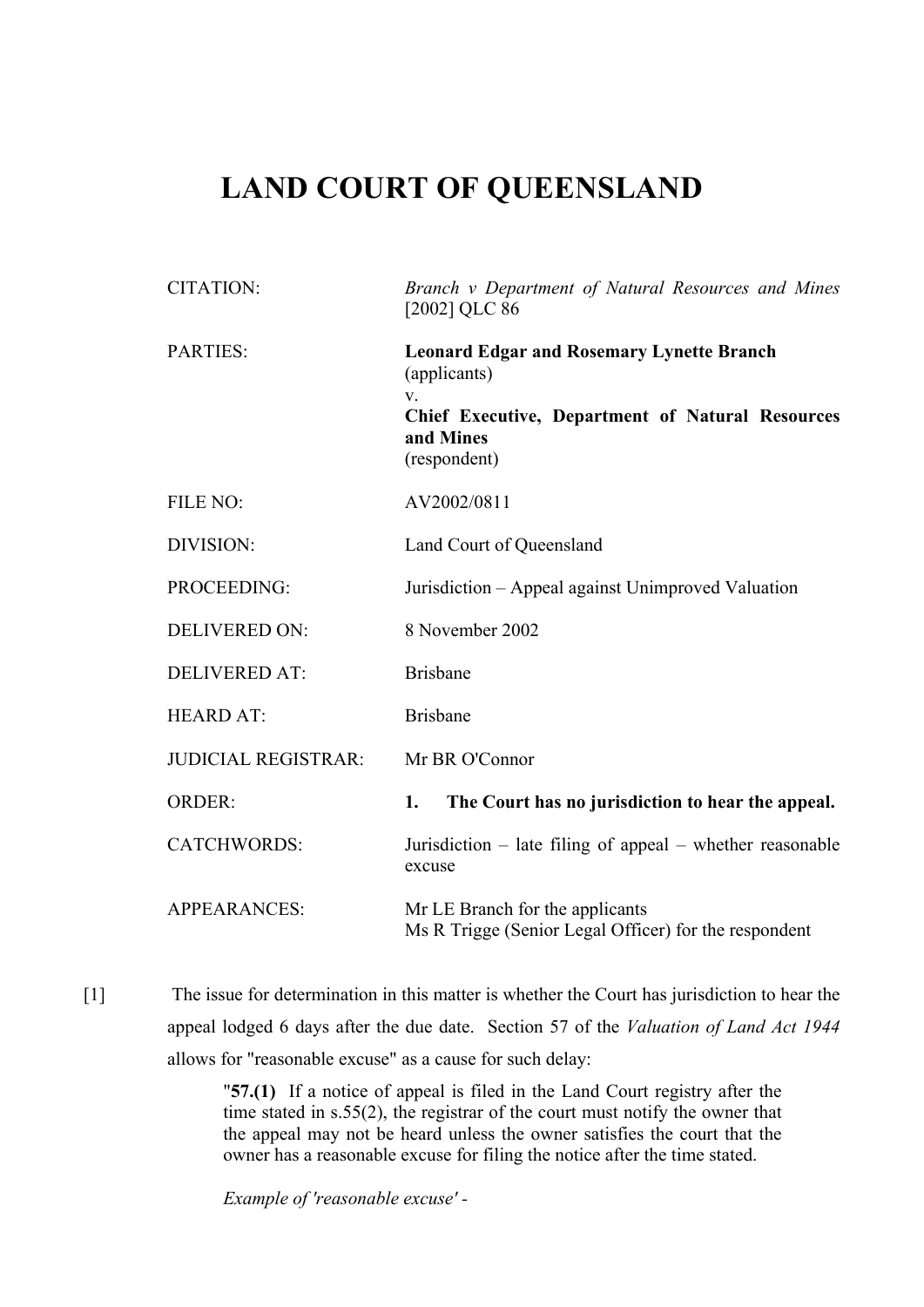# LAND COURT OF QUEENSLAND

| | |
|---|---|
| CITATION: | *Branch v Department of Natural Resources and Mines* [2002] QLC 86 |
| PARTIES: | **Leonard Edgar and Rosemary Lynette Branch** (applicants) v. **Chief Executive, Department of Natural Resources and Mines** (respondent) |
| FILE NO: | AV2002/0811 |
| DIVISION: | Land Court of Queensland |
| PROCEEDING: | Jurisdiction – Appeal against Unimproved Valuation |
| DELIVERED ON: | 8 November 2002 |
| DELIVERED AT: | Brisbane |
| HEARD AT: | Brisbane |
| JUDICIAL REGISTRAR: | Mr BR O'Connor |
| ORDER: | **1. The Court has no jurisdiction to hear the appeal.** |
| CATCHWORDS: | Jurisdiction – late filing of appeal – whether reasonable excuse |
| APPEARANCES: | Mr LE Branch for the applicants<br>Ms R Trigge (Senior Legal Officer) for the respondent |

[1] The issue for determination in this matter is whether the Court has jurisdiction to hear the appeal lodged 6 days after the due date. Section 57 of the *Valuation of Land Act 1944* allows for "reasonable excuse" as a cause for such delay:

> "**57.(1)** If a notice of appeal is filed in the Land Court registry after the time stated in s.55(2), the registrar of the court must notify the owner that the appeal may not be heard unless the owner satisfies the court that the owner has a reasonable excuse for filing the notice after the time stated.
>
> *Example of 'reasonable excuse' -*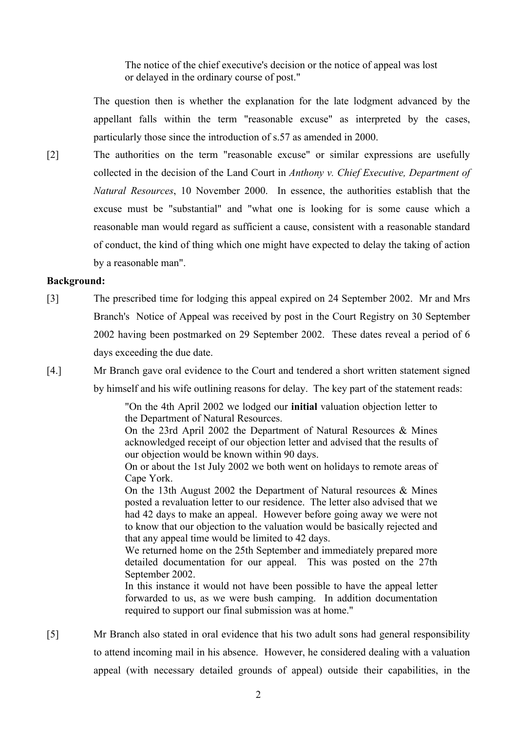> The notice of the chief executive's decision or the notice of appeal was lost or delayed in the ordinary course of post."

The question then is whether the explanation for the late lodgment advanced by the appellant falls within the term "reasonable excuse" as interpreted by the cases, particularly those since the introduction of s.57 as amended in 2000.

[2] The authorities on the term "reasonable excuse" or similar expressions are usefully collected in the decision of the Land Court in *Anthony v. Chief Executive, Department of Natural Resources*, 10 November 2000. In essence, the authorities establish that the excuse must be "substantial" and "what one is looking for is some cause which a reasonable man would regard as sufficient a cause, consistent with a reasonable standard of conduct, the kind of thing which one might have expected to delay the taking of action by a reasonable man".

**Background:**

[3] The prescribed time for lodging this appeal expired on 24 September 2002. Mr and Mrs Branch's Notice of Appeal was received by post in the Court Registry on 30 September 2002 having been postmarked on 29 September 2002. These dates reveal a period of 6 days exceeding the due date.

[4.] Mr Branch gave oral evidence to the Court and tendered a short written statement signed by himself and his wife outlining reasons for delay. The key part of the statement reads:

> "On the 4th April 2002 we lodged our **initial** valuation objection letter to the Department of Natural Resources.
> On the 23rd April 2002 the Department of Natural Resources & Mines acknowledged receipt of our objection letter and advised that the results of our objection would be known within 90 days.
> On or about the 1st July 2002 we both went on holidays to remote areas of Cape York.
> On the 13th August 2002 the Department of Natural resources & Mines posted a revaluation letter to our residence. The letter also advised that we had 42 days to make an appeal. However before going away we were not to know that our objection to the valuation would be basically rejected and that any appeal time would be limited to 42 days.
> We returned home on the 25th September and immediately prepared more detailed documentation for our appeal. This was posted on the 27th September 2002.
> In this instance it would not have been possible to have the appeal letter forwarded to us, as we were bush camping. In addition documentation required to support our final submission was at home."

[5] Mr Branch also stated in oral evidence that his two adult sons had general responsibility to attend incoming mail in his absence. However, he considered dealing with a valuation appeal (with necessary detailed grounds of appeal) outside their capabilities, in the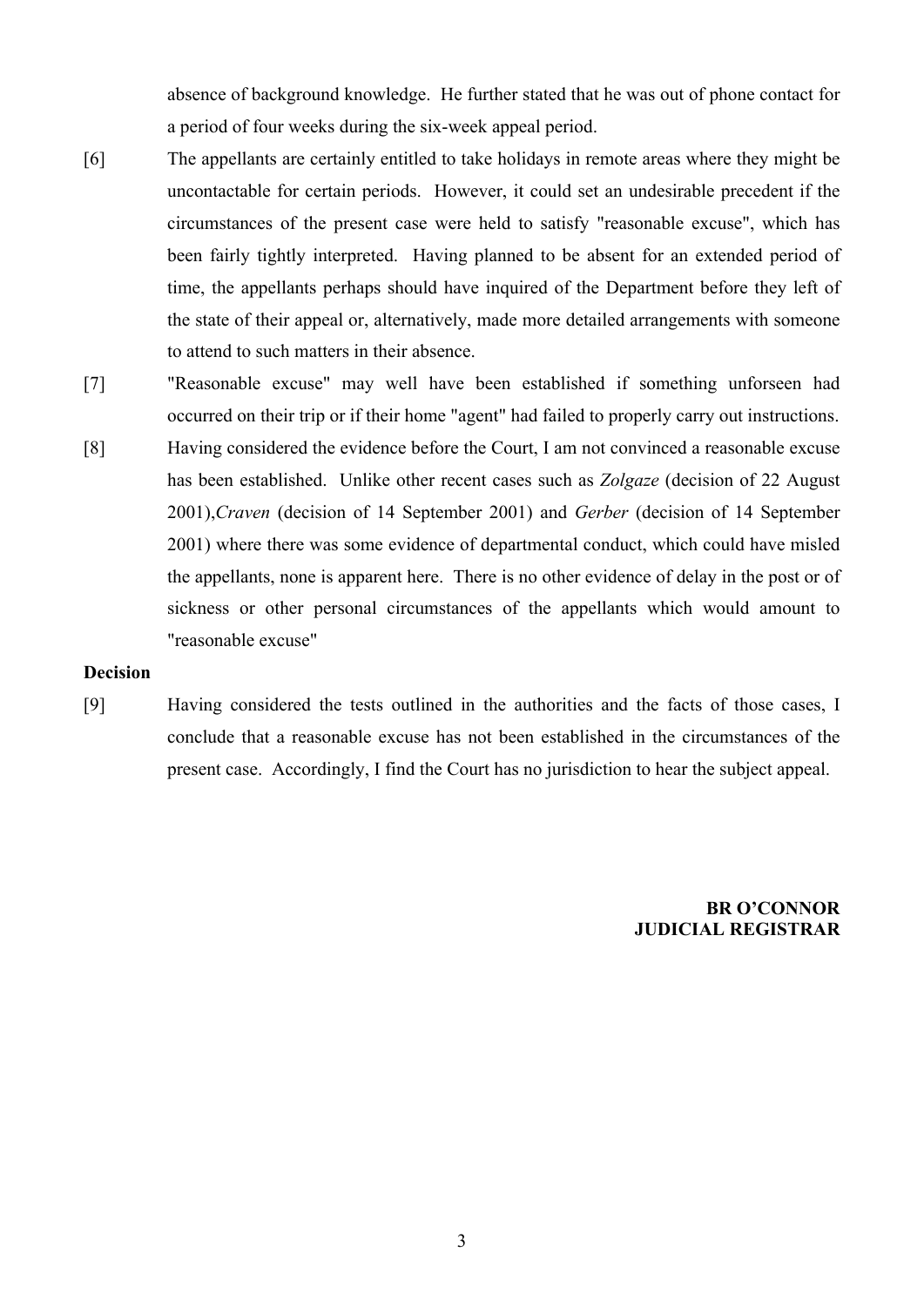absence of background knowledge. He further stated that he was out of phone contact for a period of four weeks during the six-week appeal period.

[6] The appellants are certainly entitled to take holidays in remote areas where they might be uncontactable for certain periods. However, it could set an undesirable precedent if the circumstances of the present case were held to satisfy "reasonable excuse", which has been fairly tightly interpreted. Having planned to be absent for an extended period of time, the appellants perhaps should have inquired of the Department before they left of the state of their appeal or, alternatively, made more detailed arrangements with someone to attend to such matters in their absence.

[7] "Reasonable excuse" may well have been established if something unforseen had occurred on their trip or if their home "agent" had failed to properly carry out instructions.

[8] Having considered the evidence before the Court, I am not convinced a reasonable excuse has been established. Unlike other recent cases such as *Zolgaze* (decision of 22 August 2001),*Craven* (decision of 14 September 2001) and *Gerber* (decision of 14 September 2001) where there was some evidence of departmental conduct, which could have misled the appellants, none is apparent here. There is no other evidence of delay in the post or of sickness or other personal circumstances of the appellants which would amount to "reasonable excuse"

**Decision**

[9] Having considered the tests outlined in the authorities and the facts of those cases, I conclude that a reasonable excuse has not been established in the circumstances of the present case. Accordingly, I find the Court has no jurisdiction to hear the subject appeal.

**BR O'CONNOR**
**JUDICIAL REGISTRAR**